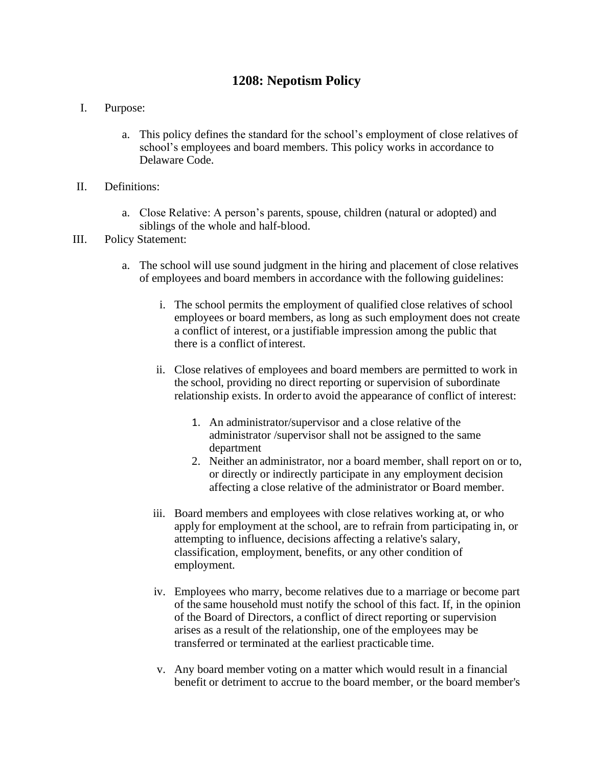# 1208: Nepotism Policy

I. Purpose:

   a. This policy defines the standard for the school's employment of close relatives of school's employees and board members. This policy works in accordance to Delaware Code.

II. Definitions:

   a. Close Relative: A person's parents, spouse, children (natural or adopted) and siblings of the whole and half-blood.

III. Policy Statement:

   a. The school will use sound judgment in the hiring and placement of close relatives of employees and board members in accordance with the following guidelines:

      i. The school permits the employment of qualified close relatives of school employees or board members, as long as such employment does not create a conflict of interest, or a justifiable impression among the public that there is a conflict of interest.

      ii. Close relatives of employees and board members are permitted to work in the school, providing no direct reporting or supervision of subordinate relationship exists. In order to avoid the appearance of conflict of interest:

         1. An administrator/supervisor and a close relative of the administrator /supervisor shall not be assigned to the same department
         2. Neither an administrator, nor a board member, shall report on or to, or directly or indirectly participate in any employment decision affecting a close relative of the administrator or Board member.

      iii. Board members and employees with close relatives working at, or who apply for employment at the school, are to refrain from participating in, or attempting to influence, decisions affecting a relative's salary, classification, employment, benefits, or any other condition of employment.

      iv. Employees who marry, become relatives due to a marriage or become part of the same household must notify the school of this fact. If, in the opinion of the Board of Directors, a conflict of direct reporting or supervision arises as a result of the relationship, one of the employees may be transferred or terminated at the earliest practicable time.

      v. Any board member voting on a matter which would result in a financial benefit or detriment to accrue to the board member, or the board member's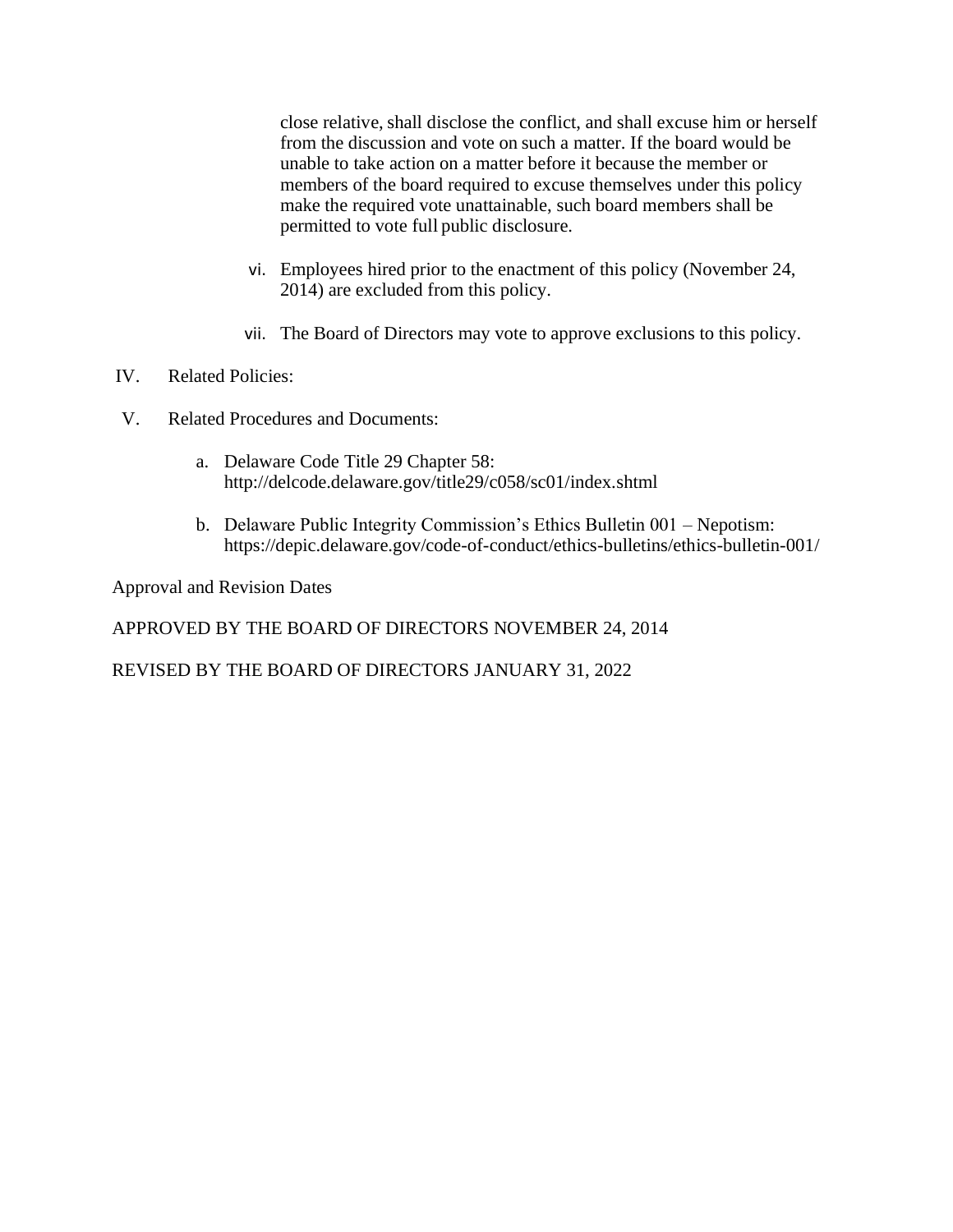close relative, shall disclose the conflict, and shall excuse him or herself from the discussion and vote on such a matter. If the board would be unable to take action on a matter before it because the member or members of the board required to excuse themselves under this policy make the required vote unattainable, such board members shall be permitted to vote full public disclosure.

vi. Employees hired prior to the enactment of this policy (November 24, 2014) are excluded from this policy.

vii. The Board of Directors may vote to approve exclusions to this policy.

IV. Related Policies:

V. Related Procedures and Documents:

a. Delaware Code Title 29 Chapter 58: http://delcode.delaware.gov/title29/c058/sc01/index.shtml

b. Delaware Public Integrity Commission's Ethics Bulletin 001 – Nepotism: https://depic.delaware.gov/code-of-conduct/ethics-bulletins/ethics-bulletin-001/

Approval and Revision Dates

APPROVED BY THE BOARD OF DIRECTORS NOVEMBER 24, 2014

REVISED BY THE BOARD OF DIRECTORS JANUARY 31, 2022